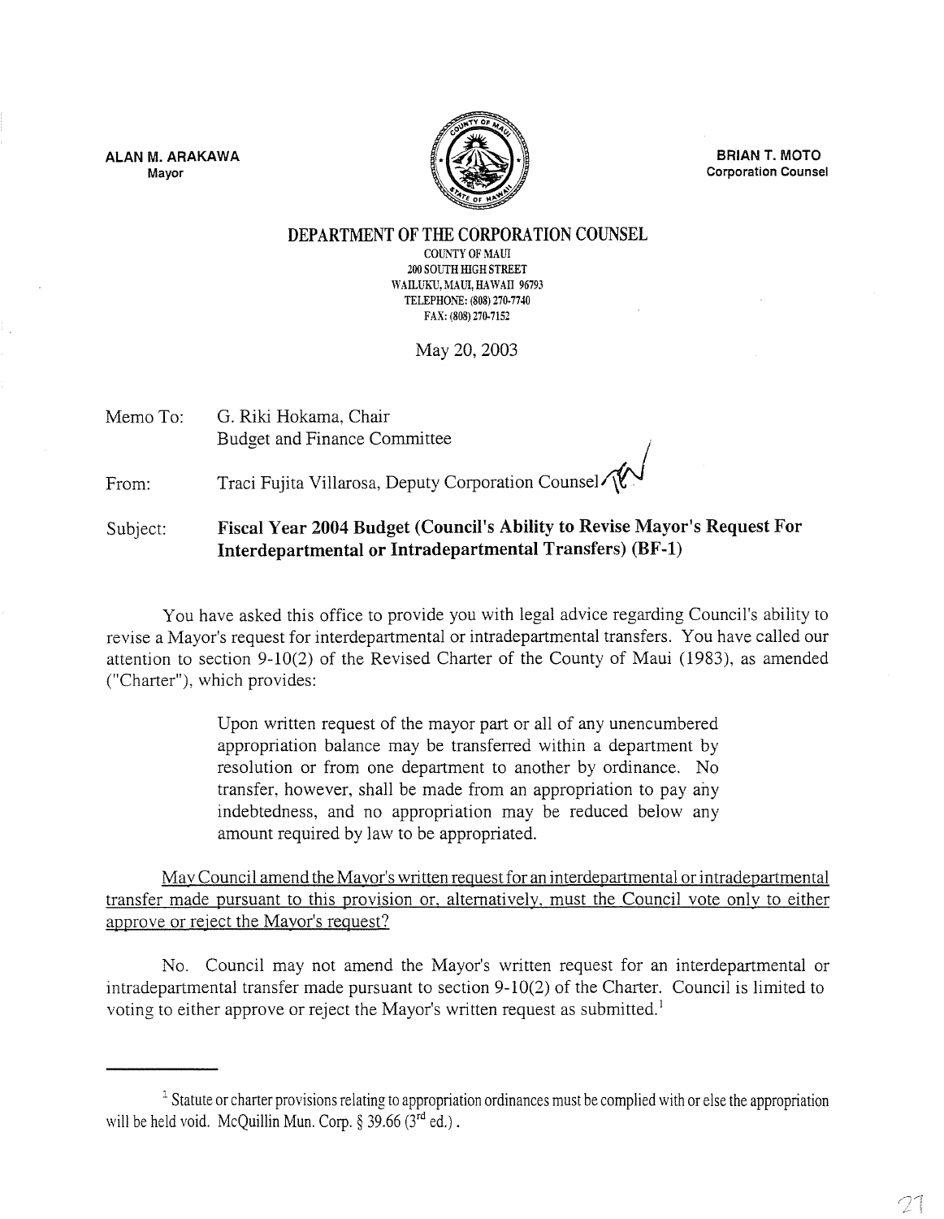ALAN M. ARAKAWA
Mayor

BRIAN T. MOTO
Corporation Counsel

**DEPARTMENT OF THE CORPORATION COUNSEL**
COUNTY OF MAUI
200 SOUTH HIGH STREET
WAILUKU, MAUI, HAWAII 96793
TELEPHONE: (808) 270-7740
FAX: (808) 270-7152

May 20, 2003

Memo To: G. Riki Hokama, Chair
Budget and Finance Committee

From: Traci Fujita Villarosa, Deputy Corporation Counsel

Subject: **Fiscal Year 2004 Budget (Council's Ability to Revise Mayor's Request For Interdepartmental or Intradepartmental Transfers) (BF-1)**

You have asked this office to provide you with legal advice regarding Council's ability to revise a Mayor's request for interdepartmental or intradepartmental transfers. You have called our attention to section 9-10(2) of the Revised Charter of the County of Maui (1983), as amended ("Charter"), which provides:

> Upon written request of the mayor part or all of any unencumbered appropriation balance may be transferred within a department by resolution or from one department to another by ordinance. No transfer, however, shall be made from an appropriation to pay any indebtedness, and no appropriation may be reduced below any amount required by law to be appropriated.

<u>May Council amend the Mayor's written request for an interdepartmental or intradepartmental transfer made pursuant to this provision or, alternatively, must the Council vote only to either approve or reject the Mayor's request?</u>

No. Council may not amend the Mayor's written request for an interdepartmental or intradepartmental transfer made pursuant to section 9-10(2) of the Charter. Council is limited to voting to either approve or reject the Mayor's written request as submitted.[1]

---

[1] Statute or charter provisions relating to appropriation ordinances must be complied with or else the appropriation will be held void. McQuillin Mun. Corp. § 39.66 (3rd ed.).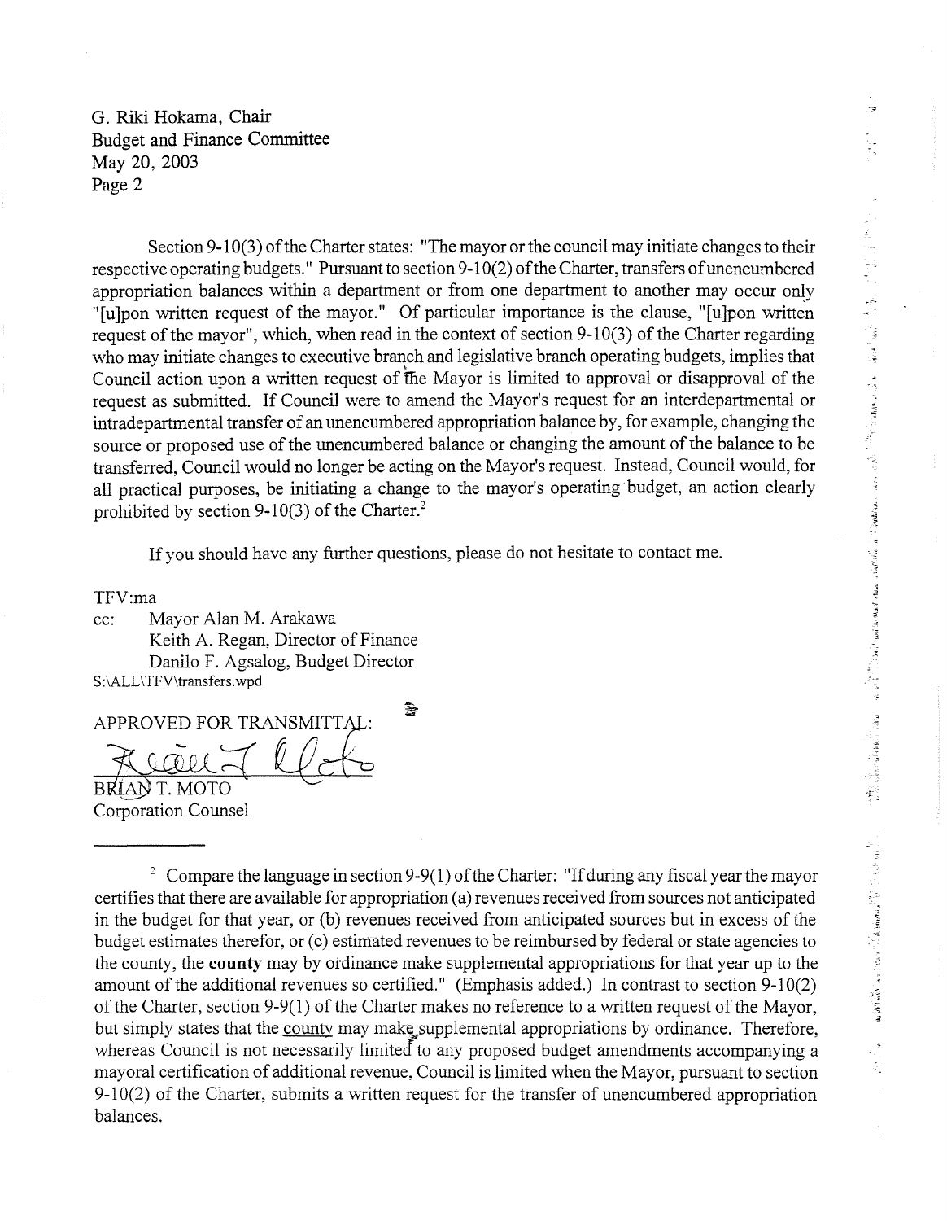G. Riki Hokama, Chair
Budget and Finance Committee
May 20, 2003

Section 9-10(3) of the Charter states: "The mayor or the council may initiate changes to their respective operating budgets." Pursuant to section 9-10(2) of the Charter, transfers of unencumbered appropriation balances within a department or from one department to another may occur only "[u]pon written request of the mayor." Of particular importance is the clause, "[u]pon written request of the mayor", which, when read in the context of section 9-10(3) of the Charter regarding who may initiate changes to executive branch and legislative branch operating budgets, implies that Council action upon a written request of the Mayor is limited to approval or disapproval of the request as submitted. If Council were to amend the Mayor's request for an interdepartmental or intradepartmental transfer of an unencumbered appropriation balance by, for example, changing the source or proposed use of the unencumbered balance or changing the amount of the balance to be transferred, Council would no longer be acting on the Mayor's request. Instead, Council would, for all practical purposes, be initiating a change to the mayor's operating budget, an action clearly prohibited by section 9-10(3) of the Charter.[2]

If you should have any further questions, please do not hesitate to contact me.

TFV:ma

cc: Mayor Alan M. Arakawa
Keith A. Regan, Director of Finance
Danilo F. Agsalog, Budget Director

S:\ALL\TFV\transfers.wpd

APPROVED FOR TRANSMITTAL:

BRIAN T. MOTO
Corporation Counsel

---

[2] Compare the language in section 9-9(1) of the Charter: "If during any fiscal year the mayor certifies that there are available for appropriation (a) revenues received from sources not anticipated in the budget for that year, or (b) revenues received from anticipated sources but in excess of the budget estimates therefor, or (c) estimated revenues to be reimbursed by federal or state agencies to the county, the **county** may by ordinance make supplemental appropriations for that year up to the amount of the additional revenues so certified." (Emphasis added.) In contrast to section 9-10(2) of the Charter, section 9-9(1) of the Charter makes no reference to a written request of the Mayor, but simply states that the county may make supplemental appropriations by ordinance. Therefore, whereas Council is not necessarily limited to any proposed budget amendments accompanying a mayoral certification of additional revenue, Council is limited when the Mayor, pursuant to section 9-10(2) of the Charter, submits a written request for the transfer of unencumbered appropriation balances.